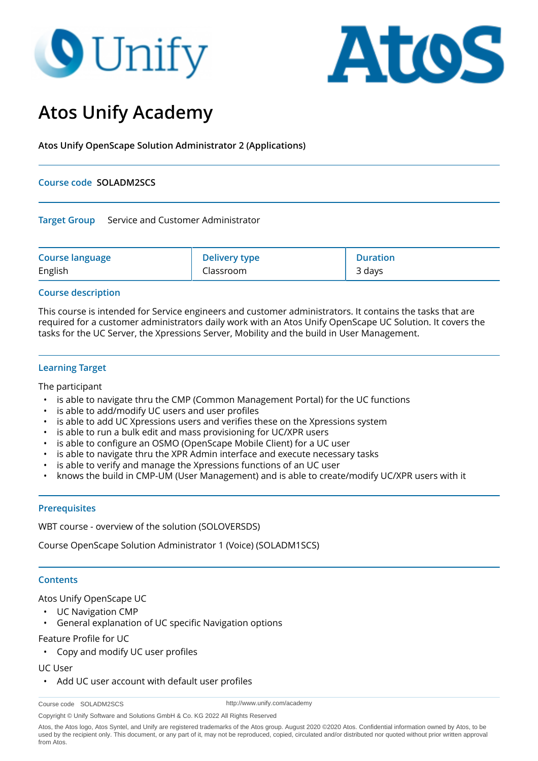# Atos Unify Academy

**Atos Unify OpenScape Solution Administrator 2 (Applications)**

**Course code** **SOLADM2SCS**

**Target Group** Service and Customer Administrator

| Course language | Delivery type | Duration |
|---|---|---|
| English | Classroom | 3 days |

## Course description

This course is intended for Service engineers and customer administrators. It contains the tasks that are required for a customer administrators daily work with an Atos Unify OpenScape UC Solution. It covers the tasks for the UC Server, the Xpressions Server, Mobility and the build in User Management.

## Learning Target

The participant

- is able to navigate thru the CMP (Common Management Portal) for the UC functions
- is able to add/modify UC users and user profiles
- is able to add UC Xpressions users and verifies these on the Xpressions system
- is able to run a bulk edit and mass provisioning for UC/XPR users
- is able to configure an OSMO (OpenScape Mobile Client) for a UC user
- is able to navigate thru the XPR Admin interface and execute necessary tasks
- is able to verify and manage the Xpressions functions of an UC user
- knows the build in CMP-UM (User Management) and is able to create/modify UC/XPR users with it

## Prerequisites

WBT course - overview of the solution (SOLOVERSDS)

Course OpenScape Solution Administrator 1 (Voice) (SOLADM1SCS)

## Contents

Atos Unify OpenScape UC

- UC Navigation CMP
- General explanation of UC specific Navigation options

Feature Profile for UC

- Copy and modify UC user profiles

UC User

- Add UC user account with default user profiles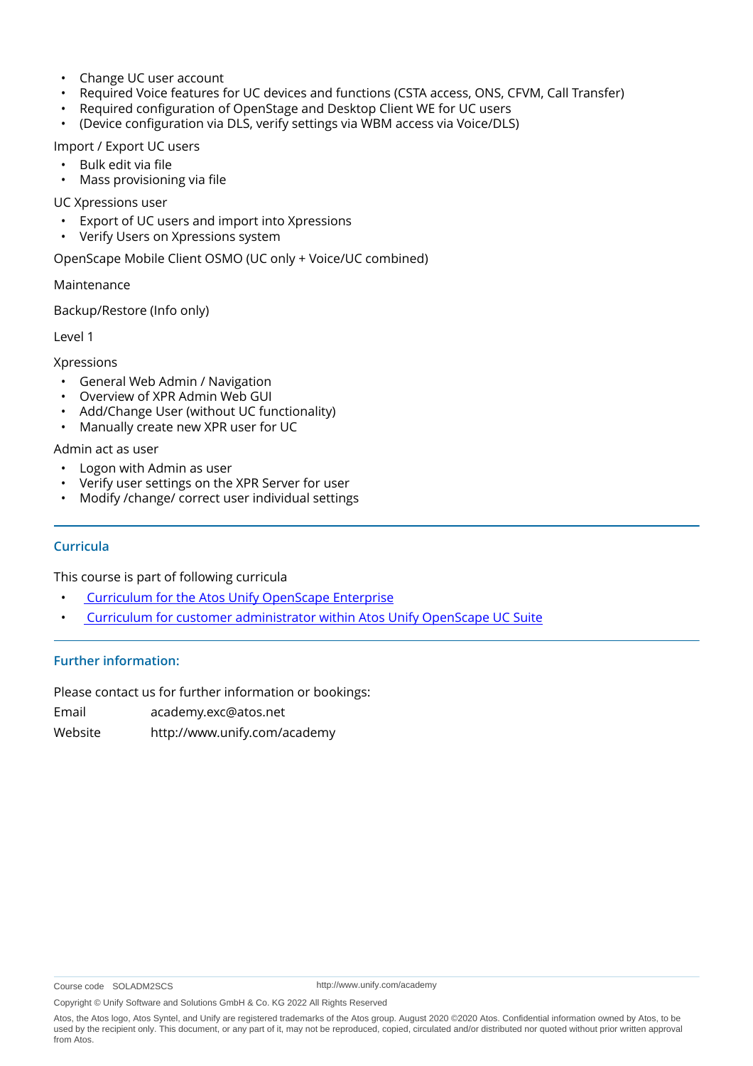- Change UC user account
- Required Voice features for UC devices and functions (CSTA access, ONS, CFVM, Call Transfer)
- Required configuration of OpenStage and Desktop Client WE for UC users
- (Device configuration via DLS, verify settings via WBM access via Voice/DLS)

Import / Export UC users

- Bulk edit via file
- Mass provisioning via file

UC Xpressions user

- Export of UC users and import into Xpressions
- Verify Users on Xpressions system

OpenScape Mobile Client OSMO (UC only + Voice/UC combined)

Maintenance

Backup/Restore (Info only)

Level 1

Xpressions

- General Web Admin / Navigation
- Overview of XPR Admin Web GUI
- Add/Change User (without UC functionality)
- Manually create new XPR user for UC

Admin act as user

- Logon with Admin as user
- Verify user settings on the XPR Server for user
- Modify /change/ correct user individual settings

---

## Curricula

This course is part of following curricula

- Curriculum for the Atos Unify OpenScape Enterprise
- Curriculum for customer administrator within Atos Unify OpenScape UC Suite

---

## Further information:

Please contact us for further information or bookings:

| | |
|---|---|
| Email | academy.exc@atos.net |
| Website | http://www.unify.com/academy |

Course code SOLADM2SCS

Copyright © Unify Software and Solutions GmbH & Co. KG 2022 All Rights Reserved

Atos, the Atos logo, Atos Syntel, and Unify are registered trademarks of the Atos group. August 2020 ©2020 Atos. Confidential information owned by Atos, to be used by the recipient only. This document, or any part of it, may not be reproduced, copied, circulated and/or distributed nor quoted without prior written approval from Atos.